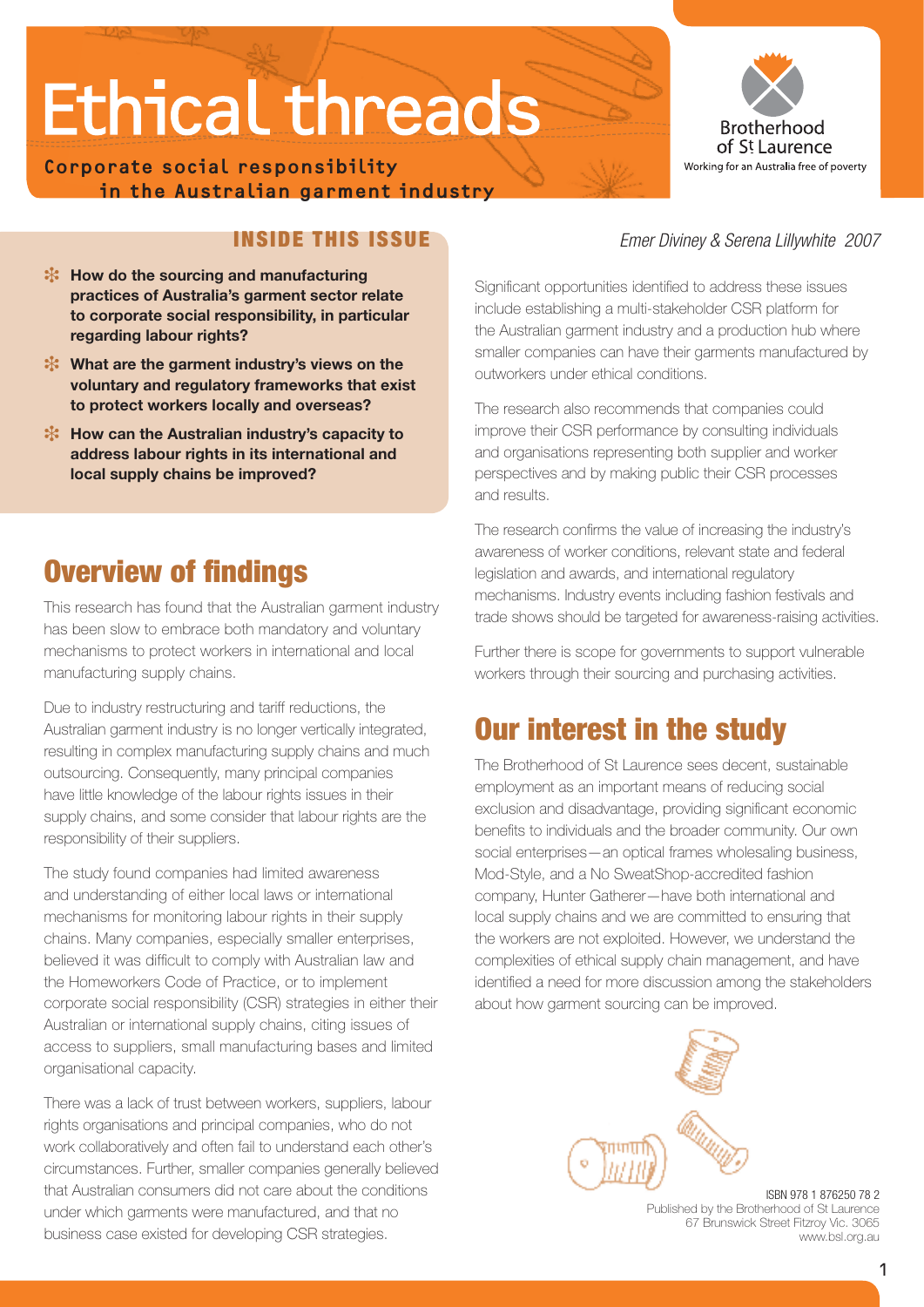# Ethical threads

**Corporate social responsibility in the Australian garment industry**

Brotherhood of St Laurence
Working for an Australia free of poverty

*Emer Diviney & Serena Lillywhite 2007*

## INSIDE THIS ISSUE

- **How do the sourcing and manufacturing practices of Australia's garment sector relate to corporate social responsibility, in particular regarding labour rights?**
- **What are the garment industry's views on the voluntary and regulatory frameworks that exist to protect workers locally and overseas?**
- **How can the Australian industry's capacity to address labour rights in its international and local supply chains be improved?**

## Overview of findings

This research has found that the Australian garment industry has been slow to embrace both mandatory and voluntary mechanisms to protect workers in international and local manufacturing supply chains.

Due to industry restructuring and tariff reductions, the Australian garment industry is no longer vertically integrated, resulting in complex manufacturing supply chains and much outsourcing. Consequently, many principal companies have little knowledge of the labour rights issues in their supply chains, and some consider that labour rights are the responsibility of their suppliers.

The study found companies had limited awareness and understanding of either local laws or international mechanisms for monitoring labour rights in their supply chains. Many companies, especially smaller enterprises, believed it was difficult to comply with Australian law and the Homeworkers Code of Practice, or to implement corporate social responsibility (CSR) strategies in either their Australian or international supply chains, citing issues of access to suppliers, small manufacturing bases and limited organisational capacity.

There was a lack of trust between workers, suppliers, labour rights organisations and principal companies, who do not work collaboratively and often fail to understand each other's circumstances. Further, smaller companies generally believed that Australian consumers did not care about the conditions under which garments were manufactured, and that no business case existed for developing CSR strategies.

Significant opportunities identified to address these issues include establishing a multi-stakeholder CSR platform for the Australian garment industry and a production hub where smaller companies can have their garments manufactured by outworkers under ethical conditions.

The research also recommends that companies could improve their CSR performance by consulting individuals and organisations representing both supplier and worker perspectives and by making public their CSR processes and results.

The research confirms the value of increasing the industry's awareness of worker conditions, relevant state and federal legislation and awards, and international regulatory mechanisms. Industry events including fashion festivals and trade shows should be targeted for awareness-raising activities.

Further there is scope for governments to support vulnerable workers through their sourcing and purchasing activities.

## Our interest in the study

The Brotherhood of St Laurence sees decent, sustainable employment as an important means of reducing social exclusion and disadvantage, providing significant economic benefits to individuals and the broader community. Our own social enterprises—an optical frames wholesaling business, Mod-Style, and a No SweatShop-accredited fashion company, Hunter Gatherer—have both international and local supply chains and we are committed to ensuring that the workers are not exploited. However, we understand the complexities of ethical supply chain management, and have identified a need for more discussion among the stakeholders about how garment sourcing can be improved.

ISBN 978 1 876250 78 2
Published by the Brotherhood of St Laurence
67 Brunswick Street Fitzroy Vic. 3065
www.bsl.org.au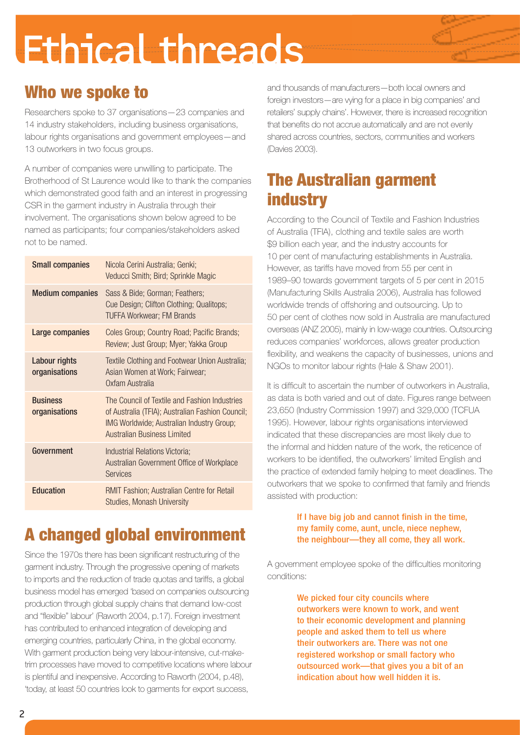# Ethical threads

## Who we spoke to

Researchers spoke to 37 organisations—23 companies and 14 industry stakeholders, including business organisations, labour rights organisations and government employees—and 13 outworkers in two focus groups.

A number of companies were unwilling to participate. The Brotherhood of St Laurence would like to thank the companies which demonstrated good faith and an interest in progressing CSR in the garment industry in Australia through their involvement. The organisations shown below agreed to be named as participants; four companies/stakeholders asked not to be named.

| | |
|---|---|
| **Small companies** | Nicola Cerini Australia; Genki; Veducci Smith; Bird; Sprinkle Magic |
| **Medium companies** | Sass & Bide; Gorman; Feathers; Cue Design; Clifton Clothing; Qualitops; TUFFA Workwear; FM Brands |
| **Large companies** | Coles Group; Country Road; Pacific Brands; Review; Just Group; Myer; Yakka Group |
| **Labour rights organisations** | Textile Clothing and Footwear Union Australia; Asian Women at Work; Fairwear; Oxfam Australia |
| **Business organisations** | The Council of Textile and Fashion Industries of Australia (TFIA); Australian Fashion Council; IMG Worldwide; Australian Industry Group; Australian Business Limited |
| **Government** | Industrial Relations Victoria; Australian Government Office of Workplace Services |
| **Education** | RMIT Fashion; Australian Centre for Retail Studies, Monash University |

## A changed global environment

Since the 1970s there has been significant restructuring of the garment industry. Through the progressive opening of markets to imports and the reduction of trade quotas and tariffs, a global business model has emerged 'based on companies outsourcing production through global supply chains that demand low-cost and "flexible" labour' (Raworth 2004, p.17). Foreign investment has contributed to enhanced integration of developing and emerging countries, particularly China, in the global economy. With garment production being very labour-intensive, cut-make-trim processes have moved to competitive locations where labour is plentiful and inexpensive. According to Raworth (2004, p.48), 'today, at least 50 countries look to garments for export success, and thousands of manufacturers—both local owners and foreign investors—are vying for a place in big companies' and retailers' supply chains'. However, there is increased recognition that benefits do not accrue automatically and are not evenly shared across countries, sectors, communities and workers (Davies 2003).

## The Australian garment industry

According to the Council of Textile and Fashion Industries of Australia (TFIA), clothing and textile sales are worth $9 billion each year, and the industry accounts for 10 per cent of manufacturing establishments in Australia. However, as tariffs have moved from 55 per cent in 1989–90 towards government targets of 5 per cent in 2015 (Manufacturing Skills Australia 2006), Australia has followed worldwide trends of offshoring and outsourcing. Up to 50 per cent of clothes now sold in Australia are manufactured overseas (ANZ 2005), mainly in low-wage countries. Outsourcing reduces companies' workforces, allows greater production flexibility, and weakens the capacity of businesses, unions and NGOs to monitor labour rights (Hale & Shaw 2001).

It is difficult to ascertain the number of outworkers in Australia, as data is both varied and out of date. Figures range between 23,650 (Industry Commission 1997) and 329,000 (TCFUA 1995). However, labour rights organisations interviewed indicated that these discrepancies are most likely due to the informal and hidden nature of the work, the reticence of workers to be identified, the outworkers' limited English and the practice of extended family helping to meet deadlines. The outworkers that we spoke to confirmed that family and friends assisted with production:

> **If I have big job and cannot finish in the time, my family come, aunt, uncle, niece nephew, the neighbour—they all come, they all work.**

A government employee spoke of the difficulties monitoring conditions:

> **We picked four city councils where outworkers were known to work, and went to their economic development and planning people and asked them to tell us where their outworkers are. There was not one registered workshop or small factory who outsourced work—that gives you a bit of an indication about how well hidden it is.**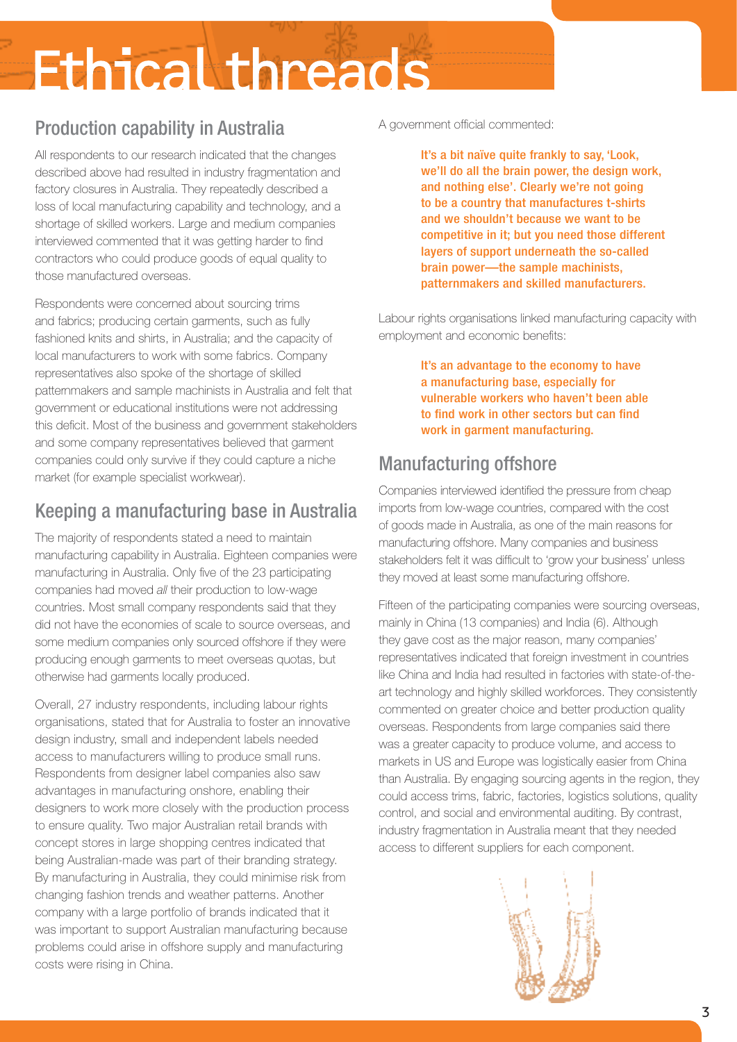## Production capability in Australia

All respondents to our research indicated that the changes described above had resulted in industry fragmentation and factory closures in Australia. They repeatedly described a loss of local manufacturing capability and technology, and a shortage of skilled workers. Large and medium companies interviewed commented that it was getting harder to find contractors who could produce goods of equal quality to those manufactured overseas.

Respondents were concerned about sourcing trims and fabrics; producing certain garments, such as fully fashioned knits and shirts, in Australia; and the capacity of local manufacturers to work with some fabrics. Company representatives also spoke of the shortage of skilled patternmakers and sample machinists in Australia and felt that government or educational institutions were not addressing this deficit. Most of the business and government stakeholders and some company representatives believed that garment companies could only survive if they could capture a niche market (for example specialist workwear).

## Keeping a manufacturing base in Australia

The majority of respondents stated a need to maintain manufacturing capability in Australia. Eighteen companies were manufacturing in Australia. Only five of the 23 participating companies had moved *all* their production to low-wage countries. Most small company respondents said that they did not have the economies of scale to source overseas, and some medium companies only sourced offshore if they were producing enough garments to meet overseas quotas, but otherwise had garments locally produced.

Overall, 27 industry respondents, including labour rights organisations, stated that for Australia to foster an innovative design industry, small and independent labels needed access to manufacturers willing to produce small runs. Respondents from designer label companies also saw advantages in manufacturing onshore, enabling their designers to work more closely with the production process to ensure quality. Two major Australian retail brands with concept stores in large shopping centres indicated that being Australian-made was part of their branding strategy. By manufacturing in Australia, they could minimise risk from changing fashion trends and weather patterns. Another company with a large portfolio of brands indicated that it was important to support Australian manufacturing because problems could arise in offshore supply and manufacturing costs were rising in China.

A government official commented:

> **It's a bit naïve quite frankly to say, 'Look, we'll do all the brain power, the design work, and nothing else'. Clearly we're not going to be a country that manufactures t-shirts and we shouldn't because we want to be competitive in it; but you need those different layers of support underneath the so-called brain power—the sample machinists, patternmakers and skilled manufacturers.**

Labour rights organisations linked manufacturing capacity with employment and economic benefits:

> **It's an advantage to the economy to have a manufacturing base, especially for vulnerable workers who haven't been able to find work in other sectors but can find work in garment manufacturing.**

## Manufacturing offshore

Companies interviewed identified the pressure from cheap imports from low-wage countries, compared with the cost of goods made in Australia, as one of the main reasons for manufacturing offshore. Many companies and business stakeholders felt it was difficult to 'grow your business' unless they moved at least some manufacturing offshore.

Fifteen of the participating companies were sourcing overseas, mainly in China (13 companies) and India (6). Although they gave cost as the major reason, many companies' representatives indicated that foreign investment in countries like China and India had resulted in factories with state-of-the-art technology and highly skilled workforces. They consistently commented on greater choice and better production quality overseas. Respondents from large companies said there was a greater capacity to produce volume, and access to markets in US and Europe was logistically easier from China than Australia. By engaging sourcing agents in the region, they could access trims, fabric, factories, logistics solutions, quality control, and social and environmental auditing. By contrast, industry fragmentation in Australia meant that they needed access to different suppliers for each component.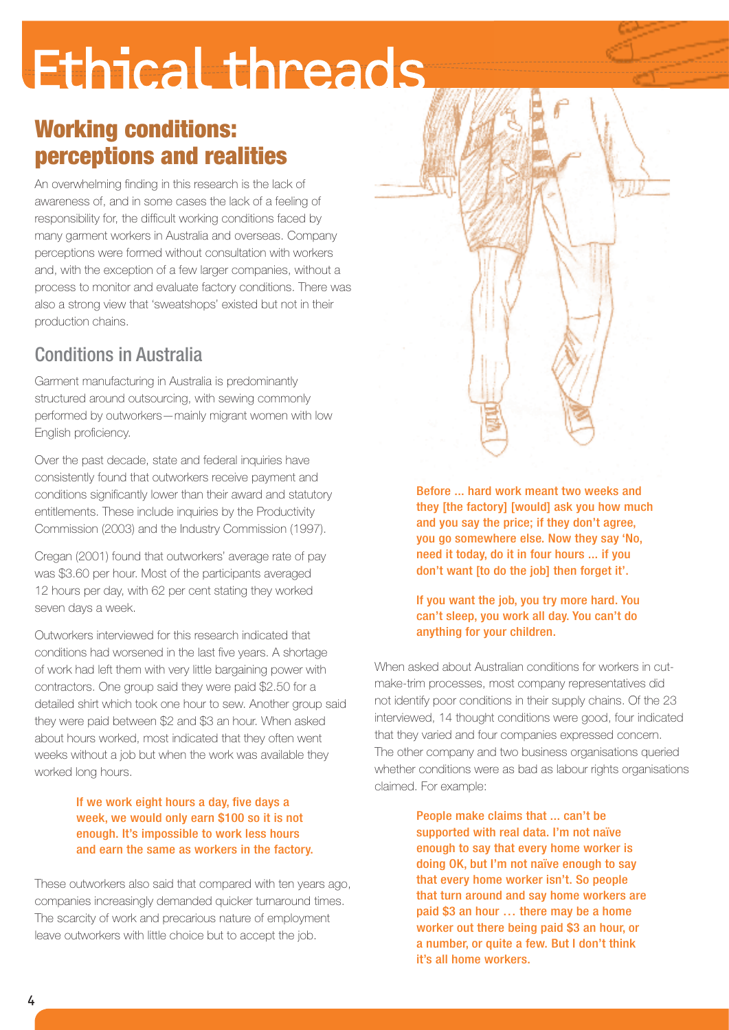# Ethical threads

## Working conditions: perceptions and realities

An overwhelming finding in this research is the lack of awareness of, and in some cases the lack of a feeling of responsibility for, the difficult working conditions faced by many garment workers in Australia and overseas. Company perceptions were formed without consultation with workers and, with the exception of a few larger companies, without a process to monitor and evaluate factory conditions. There was also a strong view that 'sweatshops' existed but not in their production chains.

### Conditions in Australia

Garment manufacturing in Australia is predominantly structured around outsourcing, with sewing commonly performed by outworkers—mainly migrant women with low English proficiency.

Over the past decade, state and federal inquiries have consistently found that outworkers receive payment and conditions significantly lower than their award and statutory entitlements. These include inquiries by the Productivity Commission (2003) and the Industry Commission (1997).

Cregan (2001) found that outworkers' average rate of pay was $3.60 per hour. Most of the participants averaged 12 hours per day, with 62 per cent stating they worked seven days a week.

Outworkers interviewed for this research indicated that conditions had worsened in the last five years. A shortage of work had left them with very little bargaining power with contractors. One group said they were paid $2.50 for a detailed shirt which took one hour to sew. Another group said they were paid between $2 and $3 an hour. When asked about hours worked, most indicated that they often went weeks without a job but when the work was available they worked long hours.

> **If we work eight hours a day, five days a week, we would only earn $100 so it is not enough. It's impossible to work less hours and earn the same as workers in the factory.**

These outworkers also said that compared with ten years ago, companies increasingly demanded quicker turnaround times. The scarcity of work and precarious nature of employment leave outworkers with little choice but to accept the job.

> **Before ... hard work meant two weeks and they [the factory] [would] ask you how much and you say the price; if they don't agree, you go somewhere else. Now they say 'No, need it today, do it in four hours ... if you don't want [to do the job] then forget it'.**

> **If you want the job, you try more hard. You can't sleep, you work all day. You can't do anything for your children.**

When asked about Australian conditions for workers in cut-make-trim processes, most company representatives did not identify poor conditions in their supply chains. Of the 23 interviewed, 14 thought conditions were good, four indicated that they varied and four companies expressed concern. The other company and two business organisations queried whether conditions were as bad as labour rights organisations claimed. For example:

> **People make claims that ... can't be supported with real data. I'm not naïve enough to say that every home worker is doing OK, but I'm not naïve enough to say that every home worker isn't. So people that turn around and say home workers are paid $3 an hour … there may be a home worker out there being paid $3 an hour, or a number, or quite a few. But I don't think it's all home workers.**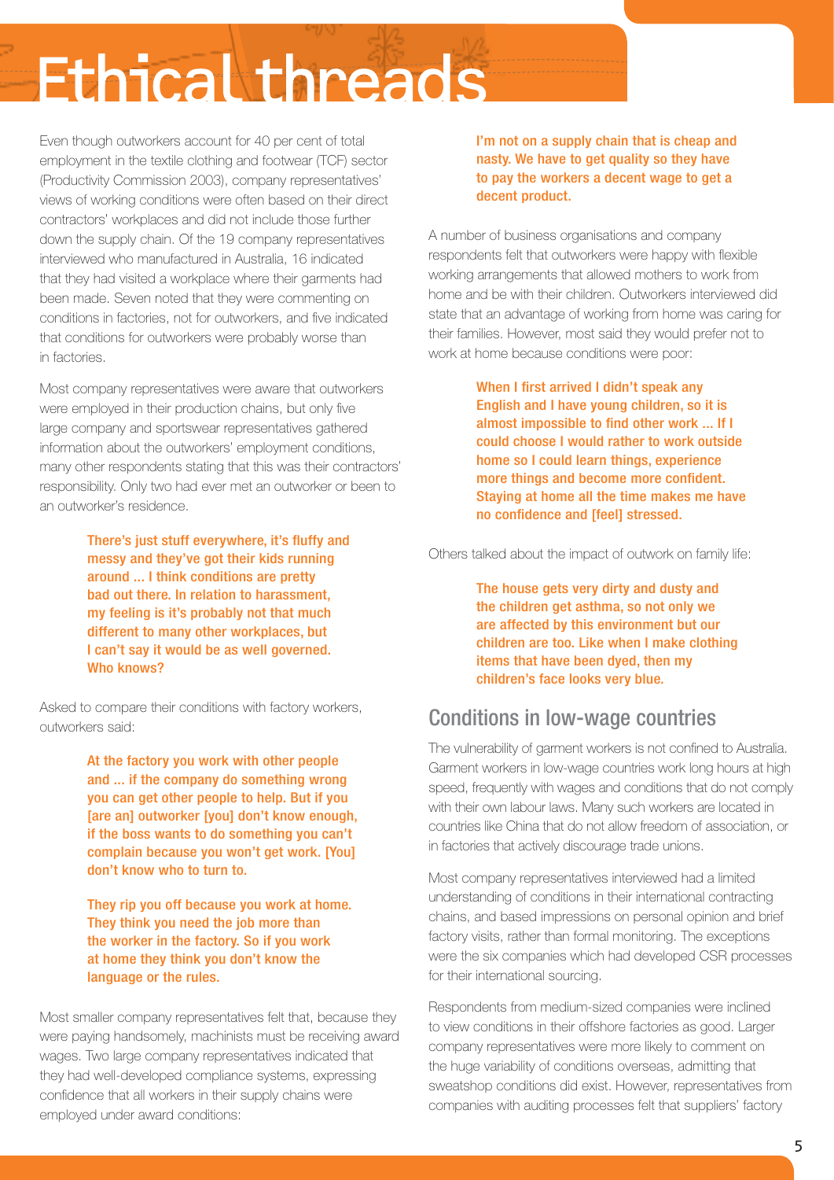# Ethical threads

Even though outworkers account for 40 per cent of total employment in the textile clothing and footwear (TCF) sector (Productivity Commission 2003), company representatives' views of working conditions were often based on their direct contractors' workplaces and did not include those further down the supply chain. Of the 19 company representatives interviewed who manufactured in Australia, 16 indicated that they had visited a workplace where their garments had been made. Seven noted that they were commenting on conditions in factories, not for outworkers, and five indicated that conditions for outworkers were probably worse than in factories.

Most company representatives were aware that outworkers were employed in their production chains, but only five large company and sportswear representatives gathered information about the outworkers' employment conditions, many other respondents stating that this was their contractors' responsibility. Only two had ever met an outworker or been to an outworker's residence.

> **There's just stuff everywhere, it's fluffy and messy and they've got their kids running around ... I think conditions are pretty bad out there. In relation to harassment, my feeling is it's probably not that much different to many other workplaces, but I can't say it would be as well governed. Who knows?**

Asked to compare their conditions with factory workers, outworkers said:

> **At the factory you work with other people and ... if the company do something wrong you can get other people to help. But if you [are an] outworker [you] don't know enough, if the boss wants to do something you can't complain because you won't get work. [You] don't know who to turn to.**

> **They rip you off because you work at home. They think you need the job more than the worker in the factory. So if you work at home they think you don't know the language or the rules.**

Most smaller company representatives felt that, because they were paying handsomely, machinists must be receiving award wages. Two large company representatives indicated that they had well-developed compliance systems, expressing confidence that all workers in their supply chains were employed under award conditions:

> **I'm not on a supply chain that is cheap and nasty. We have to get quality so they have to pay the workers a decent wage to get a decent product.**

A number of business organisations and company respondents felt that outworkers were happy with flexible working arrangements that allowed mothers to work from home and be with their children. Outworkers interviewed did state that an advantage of working from home was caring for their families. However, most said they would prefer not to work at home because conditions were poor:

> **When I first arrived I didn't speak any English and I have young children, so it is almost impossible to find other work ... If I could choose I would rather to work outside home so I could learn things, experience more things and become more confident. Staying at home all the time makes me have no confidence and [feel] stressed.**

Others talked about the impact of outwork on family life:

> **The house gets very dirty and dusty and the children get asthma, so not only we are affected by this environment but our children are too. Like when I make clothing items that have been dyed, then my children's face looks very blue.**

## Conditions in low-wage countries

The vulnerability of garment workers is not confined to Australia. Garment workers in low-wage countries work long hours at high speed, frequently with wages and conditions that do not comply with their own labour laws. Many such workers are located in countries like China that do not allow freedom of association, or in factories that actively discourage trade unions.

Most company representatives interviewed had a limited understanding of conditions in their international contracting chains, and based impressions on personal opinion and brief factory visits, rather than formal monitoring. The exceptions were the six companies which had developed CSR processes for their international sourcing.

Respondents from medium-sized companies were inclined to view conditions in their offshore factories as good. Larger company representatives were more likely to comment on the huge variability of conditions overseas, admitting that sweatshop conditions did exist. However, representatives from companies with auditing processes felt that suppliers' factory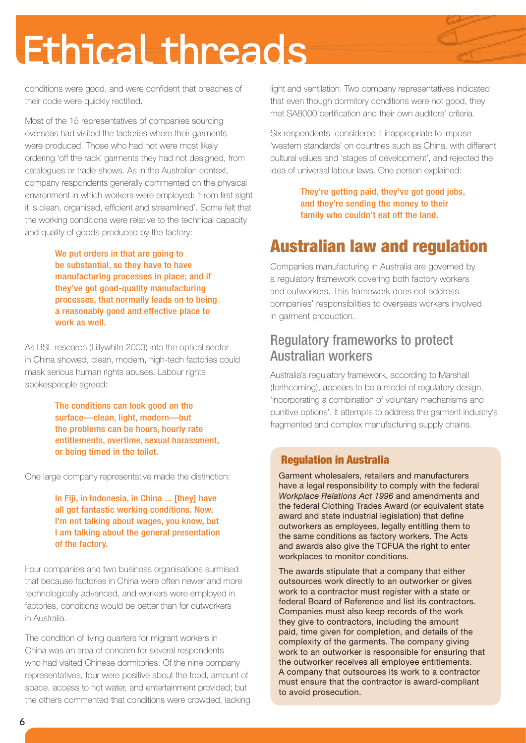conditions were good, and were confident that breaches of their code were quickly rectified.

Most of the 15 representatives of companies sourcing overseas had visited the factories where their garments were produced. Those who had not were most likely ordering 'off the rack' garments they had not designed, from catalogues or trade shows. As in the Australian context, company respondents generally commented on the physical environment in which workers were employed: 'From first sight it is clean, organised, efficient and streamlined'. Some felt that the working conditions were relative to the technical capacity and quality of goods produced by the factory:

> We put orders in that are going to be substantial, so they have to have manufacturing processes in place; and if they've got good-quality manufacturing processes, that normally leads on to being a reasonably good and effective place to work as well.

As BSL research (Lillywhite 2003) into the optical sector in China showed, clean, modern, high-tech factories could mask serious human rights abuses. Labour rights spokespeople agreed:

> The conditions can look good on the surface—clean, light, modern—but the problems can be hours, hourly rate entitlements, overtime, sexual harassment, or being timed in the toilet.

One large company representative made the distinction:

> In Fiji, in Indonesia, in China ... [they] have all got fantastic working conditions. Now, I'm not talking about wages, you know, but I am talking about the general presentation of the factory.

Four companies and two business organisations surmised that because factories in China were often newer and more technologically advanced, and workers were employed in factories, conditions would be better than for outworkers in Australia.

The condition of living quarters for migrant workers in China was an area of concern for several respondents who had visited Chinese dormitories. Of the nine company representatives, four were positive about the food, amount of space, access to hot water, and entertainment provided; but the others commented that conditions were crowded, lacking light and ventilation. Two company representatives indicated that even though dormitory conditions were not good, they met SA8000 certification and their own auditors' criteria.

Six respondents considered it inappropriate to impose 'western standards' on countries such as China, with different cultural values and 'stages of development', and rejected the idea of universal labour laws. One person explained:

> They're getting paid, they've got good jobs, and they're sending the money to their family who couldn't eat off the land.

## Australian law and regulation

Companies manufacturing in Australia are governed by a regulatory framework covering both factory workers and outworkers. This framework does not address companies' responsibilities to overseas workers involved in garment production.

### Regulatory frameworks to protect Australian workers

Australia's regulatory framework, according to Marshall (forthcoming), appears to be a model of regulatory design, 'incorporating a combination of voluntary mechanisms and punitive options'. It attempts to address the garment industry's fragmented and complex manufacturing supply chains.

#### Regulation in Australia

Garment wholesalers, retailers and manufacturers have a legal responsibility to comply with the federal *Workplace Relations Act 1996* and amendments and the federal Clothing Trades Award (or equivalent state award and state industrial legislation) that define outworkers as employees, legally entitling them to the same conditions as factory workers. The Acts and awards also give the TCFUA the right to enter workplaces to monitor conditions.

The awards stipulate that a company that either outsources work directly to an outworker or gives work to a contractor must register with a state or federal Board of Reference and list its contractors. Companies must also keep records of the work they give to contractors, including the amount paid, time given for completion, and details of the complexity of the garments. The company giving work to an outworker is responsible for ensuring that the outworker receives all employee entitlements. A company that outsources its work to a contractor must ensure that the contractor is award-compliant to avoid prosecution.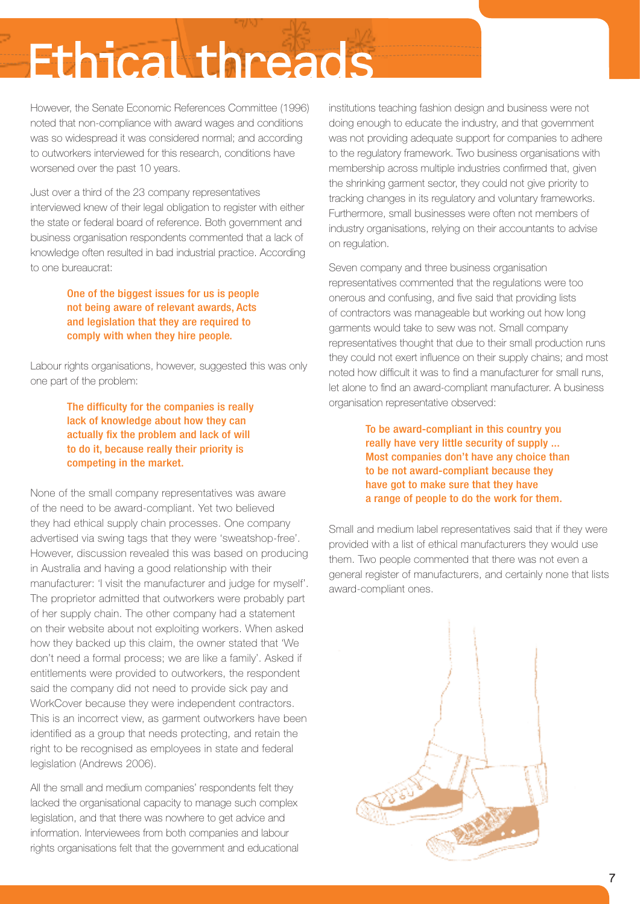# Ethical threads

However, the Senate Economic References Committee (1996) noted that non-compliance with award wages and conditions was so widespread it was considered normal; and according to outworkers interviewed for this research, conditions have worsened over the past 10 years.

Just over a third of the 23 company representatives interviewed knew of their legal obligation to register with either the state or federal board of reference. Both government and business organisation respondents commented that a lack of knowledge often resulted in bad industrial practice. According to one bureaucrat:

> **One of the biggest issues for us is people not being aware of relevant awards, Acts and legislation that they are required to comply with when they hire people.**

Labour rights organisations, however, suggested this was only one part of the problem:

> **The difficulty for the companies is really lack of knowledge about how they can actually fix the problem and lack of will to do it, because really their priority is competing in the market.**

None of the small company representatives was aware of the need to be award-compliant. Yet two believed they had ethical supply chain processes. One company advertised via swing tags that they were 'sweatshop-free'. However, discussion revealed this was based on producing in Australia and having a good relationship with their manufacturer: 'I visit the manufacturer and judge for myself'. The proprietor admitted that outworkers were probably part of her supply chain. The other company had a statement on their website about not exploiting workers. When asked how they backed up this claim, the owner stated that 'We don't need a formal process; we are like a family'. Asked if entitlements were provided to outworkers, the respondent said the company did not need to provide sick pay and WorkCover because they were independent contractors. This is an incorrect view, as garment outworkers have been identified as a group that needs protecting, and retain the right to be recognised as employees in state and federal legislation (Andrews 2006).

All the small and medium companies' respondents felt they lacked the organisational capacity to manage such complex legislation, and that there was nowhere to get advice and information. Interviewees from both companies and labour rights organisations felt that the government and educational institutions teaching fashion design and business were not doing enough to educate the industry, and that government was not providing adequate support for companies to adhere to the regulatory framework. Two business organisations with membership across multiple industries confirmed that, given the shrinking garment sector, they could not give priority to tracking changes in its regulatory and voluntary frameworks. Furthermore, small businesses were often not members of industry organisations, relying on their accountants to advise on regulation.

Seven company and three business organisation representatives commented that the regulations were too onerous and confusing, and five said that providing lists of contractors was manageable but working out how long garments would take to sew was not. Small company representatives thought that due to their small production runs they could not exert influence on their supply chains; and most noted how difficult it was to find a manufacturer for small runs, let alone to find an award-compliant manufacturer. A business organisation representative observed:

> **To be award-compliant in this country you really have very little security of supply ... Most companies don't have any choice than to be not award-compliant because they have got to make sure that they have a range of people to do the work for them.**

Small and medium label representatives said that if they were provided with a list of ethical manufacturers they would use them. Two people commented that there was not even a general register of manufacturers, and certainly none that lists award-compliant ones.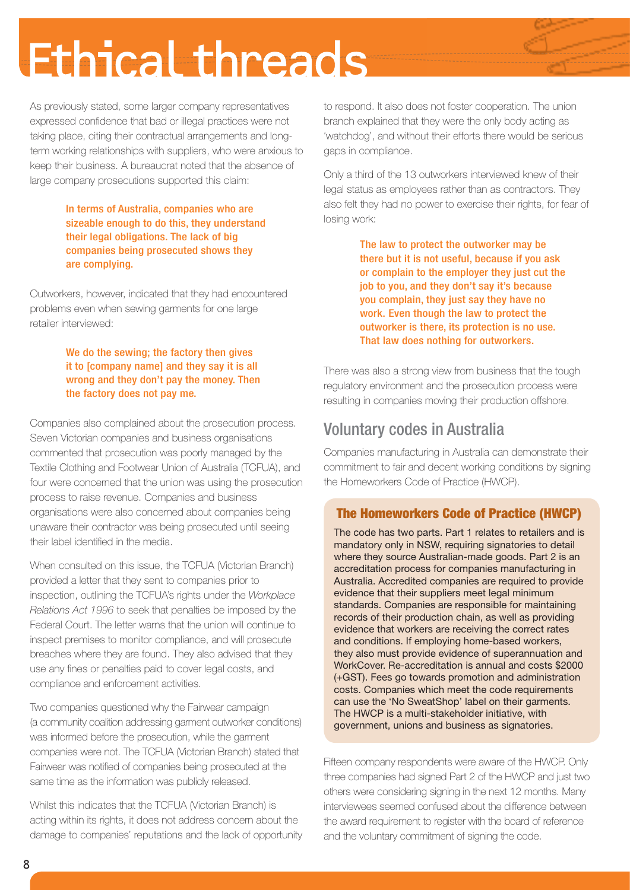# Ethical threads

As previously stated, some larger company representatives expressed confidence that bad or illegal practices were not taking place, citing their contractual arrangements and long-term working relationships with suppliers, who were anxious to keep their business. A bureaucrat noted that the absence of large company prosecutions supported this claim:

> **In terms of Australia, companies who are sizeable enough to do this, they understand their legal obligations. The lack of big companies being prosecuted shows they are complying.**

Outworkers, however, indicated that they had encountered problems even when sewing garments for one large retailer interviewed:

> **We do the sewing; the factory then gives it to [company name] and they say it is all wrong and they don't pay the money. Then the factory does not pay me.**

Companies also complained about the prosecution process. Seven Victorian companies and business organisations commented that prosecution was poorly managed by the Textile Clothing and Footwear Union of Australia (TCFUA), and four were concerned that the union was using the prosecution process to raise revenue. Companies and business organisations were also concerned about companies being unaware their contractor was being prosecuted until seeing their label identified in the media.

When consulted on this issue, the TCFUA (Victorian Branch) provided a letter that they sent to companies prior to inspection, outlining the TCFUA's rights under the *Workplace Relations Act 1996* to seek that penalties be imposed by the Federal Court. The letter warns that the union will continue to inspect premises to monitor compliance, and will prosecute breaches where they are found. They also advised that they use any fines or penalties paid to cover legal costs, and compliance and enforcement activities.

Two companies questioned why the Fairwear campaign (a community coalition addressing garment outworker conditions) was informed before the prosecution, while the garment companies were not. The TCFUA (Victorian Branch) stated that Fairwear was notified of companies being prosecuted at the same time as the information was publicly released.

Whilst this indicates that the TCFUA (Victorian Branch) is acting within its rights, it does not address concern about the damage to companies' reputations and the lack of opportunity to respond. It also does not foster cooperation. The union branch explained that they were the only body acting as 'watchdog', and without their efforts there would be serious gaps in compliance.

Only a third of the 13 outworkers interviewed knew of their legal status as employees rather than as contractors. They also felt they had no power to exercise their rights, for fear of losing work:

> **The law to protect the outworker may be there but it is not useful, because if you ask or complain to the employer they just cut the job to you, and they don't say it's because you complain, they just say they have no work. Even though the law to protect the outworker is there, its protection is no use. That law does nothing for outworkers.**

There was also a strong view from business that the tough regulatory environment and the prosecution process were resulting in companies moving their production offshore.

## Voluntary codes in Australia

Companies manufacturing in Australia can demonstrate their commitment to fair and decent working conditions by signing the Homeworkers Code of Practice (HWCP).

### The Homeworkers Code of Practice (HWCP)

The code has two parts. Part 1 relates to retailers and is mandatory only in NSW, requiring signatories to detail where they source Australian-made goods. Part 2 is an accreditation process for companies manufacturing in Australia. Accredited companies are required to provide evidence that their suppliers meet legal minimum standards. Companies are responsible for maintaining records of their production chain, as well as providing evidence that workers are receiving the correct rates and conditions. If employing home-based workers, they also must provide evidence of superannuation and WorkCover. Re-accreditation is annual and costs $2000 (+GST). Fees go towards promotion and administration costs. Companies which meet the code requirements can use the 'No SweatShop' label on their garments. The HWCP is a multi-stakeholder initiative, with government, unions and business as signatories.

Fifteen company respondents were aware of the HWCP. Only three companies had signed Part 2 of the HWCP and just two others were considering signing in the next 12 months. Many interviewees seemed confused about the difference between the award requirement to register with the board of reference and the voluntary commitment of signing the code.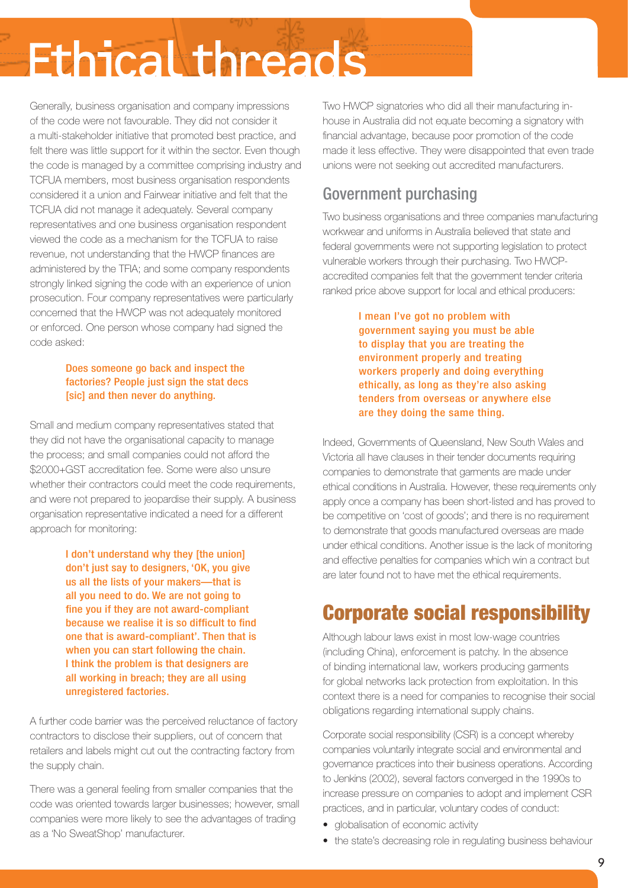# Ethical threads

Generally, business organisation and company impressions of the code were not favourable. They did not consider it a multi-stakeholder initiative that promoted best practice, and felt there was little support for it within the sector. Even though the code is managed by a committee comprising industry and TCFUA members, most business organisation respondents considered it a union and Fairwear initiative and felt that the TCFUA did not manage it adequately. Several company representatives and one business organisation respondent viewed the code as a mechanism for the TCFUA to raise revenue, not understanding that the HWCP finances are administered by the TFIA; and some company respondents strongly linked signing the code with an experience of union prosecution. Four company representatives were particularly concerned that the HWCP was not adequately monitored or enforced. One person whose company had signed the code asked:

> **Does someone go back and inspect the factories? People just sign the stat decs [sic] and then never do anything.**

Small and medium company representatives stated that they did not have the organisational capacity to manage the process; and small companies could not afford the $2000+GST accreditation fee. Some were also unsure whether their contractors could meet the code requirements, and were not prepared to jeopardise their supply. A business organisation representative indicated a need for a different approach for monitoring:

> **I don't understand why they [the union] don't just say to designers, 'OK, you give us all the lists of your makers—that is all you need to do. We are not going to fine you if they are not award-compliant because we realise it is so difficult to find one that is award-compliant'. Then that is when you can start following the chain. I think the problem is that designers are all working in breach; they are all using unregistered factories.**

A further code barrier was the perceived reluctance of factory contractors to disclose their suppliers, out of concern that retailers and labels might cut out the contracting factory from the supply chain.

There was a general feeling from smaller companies that the code was oriented towards larger businesses; however, small companies were more likely to see the advantages of trading as a 'No SweatShop' manufacturer.

Two HWCP signatories who did all their manufacturing in-house in Australia did not equate becoming a signatory with financial advantage, because poor promotion of the code made it less effective. They were disappointed that even trade unions were not seeking out accredited manufacturers.

### Government purchasing

Two business organisations and three companies manufacturing workwear and uniforms in Australia believed that state and federal governments were not supporting legislation to protect vulnerable workers through their purchasing. Two HWCP-accredited companies felt that the government tender criteria ranked price above support for local and ethical producers:

> **I mean I've got no problem with government saying you must be able to display that you are treating the environment properly and treating workers properly and doing everything ethically, as long as they're also asking tenders from overseas or anywhere else are they doing the same thing.**

Indeed, Governments of Queensland, New South Wales and Victoria all have clauses in their tender documents requiring companies to demonstrate that garments are made under ethical conditions in Australia. However, these requirements only apply once a company has been short-listed and has proved to be competitive on 'cost of goods'; and there is no requirement to demonstrate that goods manufactured overseas are made under ethical conditions. Another issue is the lack of monitoring and effective penalties for companies which win a contract but are later found not to have met the ethical requirements.

## Corporate social responsibility

Although labour laws exist in most low-wage countries (including China), enforcement is patchy. In the absence of binding international law, workers producing garments for global networks lack protection from exploitation. In this context there is a need for companies to recognise their social obligations regarding international supply chains.

Corporate social responsibility (CSR) is a concept whereby companies voluntarily integrate social and environmental and governance practices into their business operations. According to Jenkins (2002), several factors converged in the 1990s to increase pressure on companies to adopt and implement CSR practices, and in particular, voluntary codes of conduct:

- globalisation of economic activity
- the state's decreasing role in regulating business behaviour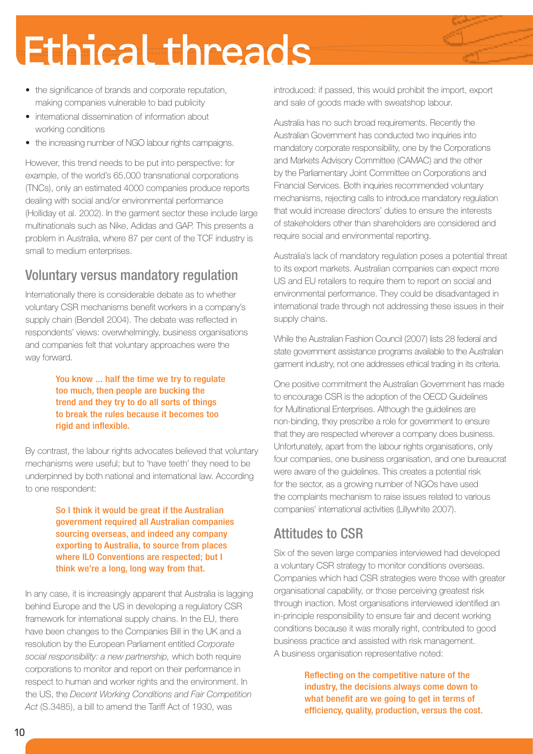- the significance of brands and corporate reputation, making companies vulnerable to bad publicity
- international dissemination of information about working conditions
- the increasing number of NGO labour rights campaigns.

However, this trend needs to be put into perspective: for example, of the world's 65,000 transnational corporations (TNCs), only an estimated 4000 companies produce reports dealing with social and/or environmental performance (Holliday et al. 2002). In the garment sector these include large multinationals such as Nike, Adidas and GAP. This presents a problem in Australia, where 87 per cent of the TCF industry is small to medium enterprises.

## Voluntary versus mandatory regulation

Internationally there is considerable debate as to whether voluntary CSR mechanisms benefit workers in a company's supply chain (Bendell 2004). The debate was reflected in respondents' views: overwhelmingly, business organisations and companies felt that voluntary approaches were the way forward.

> **You know ... half the time we try to regulate too much, then people are bucking the trend and they try to do all sorts of things to break the rules because it becomes too rigid and inflexible.**

By contrast, the labour rights advocates believed that voluntary mechanisms were useful; but to 'have teeth' they need to be underpinned by both national and international law. According to one respondent:

> **So I think it would be great if the Australian government required all Australian companies sourcing overseas, and indeed any company exporting to Australia, to source from places where ILO Conventions are respected; but I think we're a long, long way from that.**

In any case, it is increasingly apparent that Australia is lagging behind Europe and the US in developing a regulatory CSR framework for international supply chains. In the EU, there have been changes to the Companies Bill in the UK and a resolution by the European Parliament entitled *Corporate social responsibility: a new partnership,* which both require corporations to monitor and report on their performance in respect to human and worker rights and the environment. In the US, the *Decent Working Conditions and Fair Competition Act* (S.3485), a bill to amend the Tariff Act of 1930, was introduced: if passed, this would prohibit the import, export and sale of goods made with sweatshop labour.

Australia has no such broad requirements. Recently the Australian Government has conducted two inquiries into mandatory corporate responsibility, one by the Corporations and Markets Advisory Committee (CAMAC) and the other by the Parliamentary Joint Committee on Corporations and Financial Services. Both inquiries recommended voluntary mechanisms, rejecting calls to introduce mandatory regulation that would increase directors' duties to ensure the interests of stakeholders other than shareholders are considered and require social and environmental reporting.

Australia's lack of mandatory regulation poses a potential threat to its export markets. Australian companies can expect more US and EU retailers to require them to report on social and environmental performance. They could be disadvantaged in international trade through not addressing these issues in their supply chains.

While the Australian Fashion Council (2007) lists 28 federal and state government assistance programs available to the Australian garment industry, not one addresses ethical trading in its criteria.

One positive commitment the Australian Government has made to encourage CSR is the adoption of the OECD Guidelines for Multinational Enterprises. Although the guidelines are non-binding, they prescribe a role for government to ensure that they are respected wherever a company does business. Unfortunately, apart from the labour rights organisations, only four companies, one business organisation, and one bureaucrat were aware of the guidelines. This creates a potential risk for the sector, as a growing number of NGOs have used the complaints mechanism to raise issues related to various companies' international activities (Lillywhite 2007).

## Attitudes to CSR

Six of the seven large companies interviewed had developed a voluntary CSR strategy to monitor conditions overseas. Companies which had CSR strategies were those with greater organisational capability, or those perceiving greatest risk through inaction. Most organisations interviewed identified an in-principle responsibility to ensure fair and decent working conditions because it was morally right, contributed to good business practice and assisted with risk management. A business organisation representative noted:

> **Reflecting on the competitive nature of the industry, the decisions always come down to what benefit are we going to get in terms of efficiency, quality, production, versus the cost.**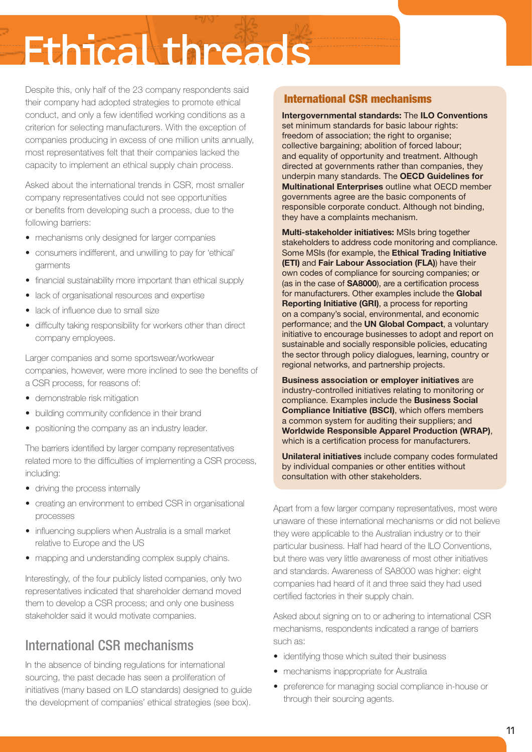# Ethical threads

Despite this, only half of the 23 company respondents said their company had adopted strategies to promote ethical conduct, and only a few identified working conditions as a criterion for selecting manufacturers. With the exception of companies producing in excess of one million units annually, most representatives felt that their companies lacked the capacity to implement an ethical supply chain process.

Asked about the international trends in CSR, most smaller company representatives could not see opportunities or benefits from developing such a process, due to the following barriers:

- mechanisms only designed for larger companies
- consumers indifferent, and unwilling to pay for 'ethical' garments
- financial sustainability more important than ethical supply
- lack of organisational resources and expertise
- lack of influence due to small size
- difficulty taking responsibility for workers other than direct company employees.

Larger companies and some sportswear/workwear companies, however, were more inclined to see the benefits of a CSR process, for reasons of:

- demonstrable risk mitigation
- building community confidence in their brand
- positioning the company as an industry leader.

The barriers identified by larger company representatives related more to the difficulties of implementing a CSR process, including:

- driving the process internally
- creating an environment to embed CSR in organisational processes
- influencing suppliers when Australia is a small market relative to Europe and the US
- mapping and understanding complex supply chains.

Interestingly, of the four publicly listed companies, only two representatives indicated that shareholder demand moved them to develop a CSR process; and only one business stakeholder said it would motivate companies.

## International CSR mechanisms

In the absence of binding regulations for international sourcing, the past decade has seen a proliferation of initiatives (many based on ILO standards) designed to guide the development of companies' ethical strategies (see box).

### International CSR mechanisms

**Intergovernmental standards:** The **ILO Conventions** set minimum standards for basic labour rights: freedom of association; the right to organise; collective bargaining; abolition of forced labour; and equality of opportunity and treatment. Although directed at governments rather than companies, they underpin many standards. The **OECD Guidelines for Multinational Enterprises** outline what OECD member governments agree are the basic components of responsible corporate conduct. Although not binding, they have a complaints mechanism.

**Multi-stakeholder initiatives:** MSIs bring together stakeholders to address code monitoring and compliance. Some MSIs (for example, the **Ethical Trading Initiative (ETI)** and **Fair Labour Association (FLA)**) have their own codes of compliance for sourcing companies; or (as in the case of **SA8000**), are a certification process for manufacturers. Other examples include the **Global Reporting Initiative (GRI)**, a process for reporting on a company's social, environmental, and economic performance; and the **UN Global Compact**, a voluntary initiative to encourage businesses to adopt and report on sustainable and socially responsible policies, educating the sector through policy dialogues, learning, country or regional networks, and partnership projects.

**Business association or employer initiatives** are industry-controlled initiatives relating to monitoring or compliance. Examples include the **Business Social Compliance Initiative (BSCI)**, which offers members a common system for auditing their suppliers; and **Worldwide Responsible Apparel Production (WRAP)**, which is a certification process for manufacturers.

**Unilateral initiatives** include company codes formulated by individual companies or other entities without consultation with other stakeholders.

Apart from a few larger company representatives, most were unaware of these international mechanisms or did not believe they were applicable to the Australian industry or to their particular business. Half had heard of the ILO Conventions, but there was very little awareness of most other initiatives and standards. Awareness of SA8000 was higher: eight companies had heard of it and three said they had used certified factories in their supply chain.

Asked about signing on to or adhering to international CSR mechanisms, respondents indicated a range of barriers such as:

- identifying those which suited their business
- mechanisms inappropriate for Australia
- preference for managing social compliance in-house or through their sourcing agents.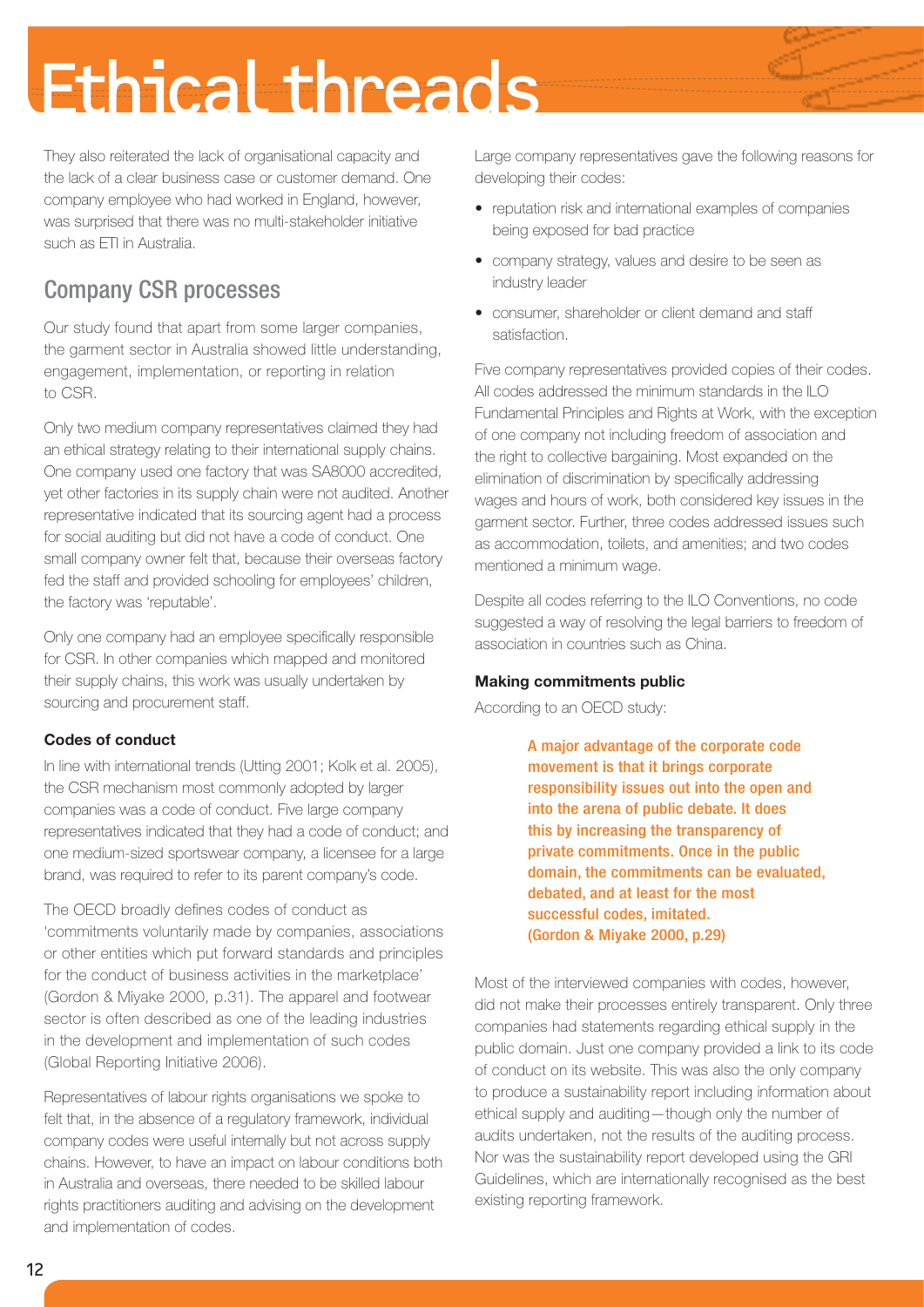They also reiterated the lack of organisational capacity and the lack of a clear business case or customer demand. One company employee who had worked in England, however, was surprised that there was no multi-stakeholder initiative such as ETI in Australia.

## Company CSR processes

Our study found that apart from some larger companies, the garment sector in Australia showed little understanding, engagement, implementation, or reporting in relation to CSR.

Only two medium company representatives claimed they had an ethical strategy relating to their international supply chains. One company used one factory that was SA8000 accredited, yet other factories in its supply chain were not audited. Another representative indicated that its sourcing agent had a process for social auditing but did not have a code of conduct. One small company owner felt that, because their overseas factory fed the staff and provided schooling for employees' children, the factory was 'reputable'.

Only one company had an employee specifically responsible for CSR. In other companies which mapped and monitored their supply chains, this work was usually undertaken by sourcing and procurement staff.

### Codes of conduct

In line with international trends (Utting 2001; Kolk et al. 2005), the CSR mechanism most commonly adopted by larger companies was a code of conduct. Five large company representatives indicated that they had a code of conduct; and one medium-sized sportswear company, a licensee for a large brand, was required to refer to its parent company's code.

The OECD broadly defines codes of conduct as 'commitments voluntarily made by companies, associations or other entities which put forward standards and principles for the conduct of business activities in the marketplace' (Gordon & Miyake 2000, p.31). The apparel and footwear sector is often described as one of the leading industries in the development and implementation of such codes (Global Reporting Initiative 2006).

Representatives of labour rights organisations we spoke to felt that, in the absence of a regulatory framework, individual company codes were useful internally but not across supply chains. However, to have an impact on labour conditions both in Australia and overseas, there needed to be skilled labour rights practitioners auditing and advising on the development and implementation of codes.

Large company representatives gave the following reasons for developing their codes:

- reputation risk and international examples of companies being exposed for bad practice
- company strategy, values and desire to be seen as industry leader
- consumer, shareholder or client demand and staff satisfaction.

Five company representatives provided copies of their codes. All codes addressed the minimum standards in the ILO Fundamental Principles and Rights at Work, with the exception of one company not including freedom of association and the right to collective bargaining. Most expanded on the elimination of discrimination by specifically addressing wages and hours of work, both considered key issues in the garment sector. Further, three codes addressed issues such as accommodation, toilets, and amenities; and two codes mentioned a minimum wage.

Despite all codes referring to the ILO Conventions, no code suggested a way of resolving the legal barriers to freedom of association in countries such as China.

### Making commitments public

According to an OECD study:

> **A major advantage of the corporate code movement is that it brings corporate responsibility issues out into the open and into the arena of public debate. It does this by increasing the transparency of private commitments. Once in the public domain, the commitments can be evaluated, debated, and at least for the most successful codes, imitated. (Gordon & Miyake 2000, p.29)**

Most of the interviewed companies with codes, however, did not make their processes entirely transparent. Only three companies had statements regarding ethical supply in the public domain. Just one company provided a link to its code of conduct on its website. This was also the only company to produce a sustainability report including information about ethical supply and auditing—though only the number of audits undertaken, not the results of the auditing process. Nor was the sustainability report developed using the GRI Guidelines, which are internationally recognised as the best existing reporting framework.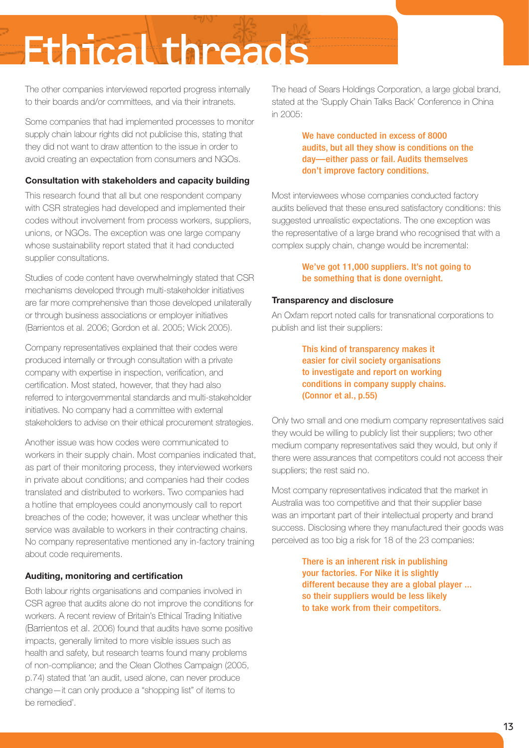# Ethical threads

The other companies interviewed reported progress internally to their boards and/or committees, and via their intranets.

Some companies that had implemented processes to monitor supply chain labour rights did not publicise this, stating that they did not want to draw attention to the issue in order to avoid creating an expectation from consumers and NGOs.

### Consultation with stakeholders and capacity building

This research found that all but one respondent company with CSR strategies had developed and implemented their codes without involvement from process workers, suppliers, unions, or NGOs. The exception was one large company whose sustainability report stated that it had conducted supplier consultations.

Studies of code content have overwhelmingly stated that CSR mechanisms developed through multi-stakeholder initiatives are far more comprehensive than those developed unilaterally or through business associations or employer initiatives (Barrientos et al. 2006; Gordon et al. 2005; Wick 2005).

Company representatives explained that their codes were produced internally or through consultation with a private company with expertise in inspection, verification, and certification. Most stated, however, that they had also referred to intergovernmental standards and multi-stakeholder initiatives. No company had a committee with external stakeholders to advise on their ethical procurement strategies.

Another issue was how codes were communicated to workers in their supply chain. Most companies indicated that, as part of their monitoring process, they interviewed workers in private about conditions; and companies had their codes translated and distributed to workers. Two companies had a hotline that employees could anonymously call to report breaches of the code; however, it was unclear whether this service was available to workers in their contracting chains. No company representative mentioned any in-factory training about code requirements.

### Auditing, monitoring and certification

Both labour rights organisations and companies involved in CSR agree that audits alone do not improve the conditions for workers. A recent review of Britain's Ethical Trading Initiative (Barrientos et al. 2006) found that audits have some positive impacts, generally limited to more visible issues such as health and safety, but research teams found many problems of non-compliance; and the Clean Clothes Campaign (2005, p.74) stated that 'an audit, used alone, can never produce change—it can only produce a "shopping list" of items to be remedied'.

The head of Sears Holdings Corporation, a large global brand, stated at the 'Supply Chain Talks Back' Conference in China in 2005:

> **We have conducted in excess of 8000 audits, but all they show is conditions on the day—either pass or fail. Audits themselves don't improve factory conditions.**

Most interviewees whose companies conducted factory audits believed that these ensured satisfactory conditions: this suggested unrealistic expectations. The one exception was the representative of a large brand who recognised that with a complex supply chain, change would be incremental:

> **We've got 11,000 suppliers. It's not going to be something that is done overnight.**

### Transparency and disclosure

An Oxfam report noted calls for transnational corporations to publish and list their suppliers:

> **This kind of transparency makes it easier for civil society organisations to investigate and report on working conditions in company supply chains. (Connor et al., p.55)**

Only two small and one medium company representatives said they would be willing to publicly list their suppliers; two other medium company representatives said they would, but only if there were assurances that competitors could not access their suppliers; the rest said no.

Most company representatives indicated that the market in Australia was too competitive and that their supplier base was an important part of their intellectual property and brand success. Disclosing where they manufactured their goods was perceived as too big a risk for 18 of the 23 companies:

> **There is an inherent risk in publishing your factories. For Nike it is slightly different because they are a global player ... so their suppliers would be less likely to take work from their competitors.**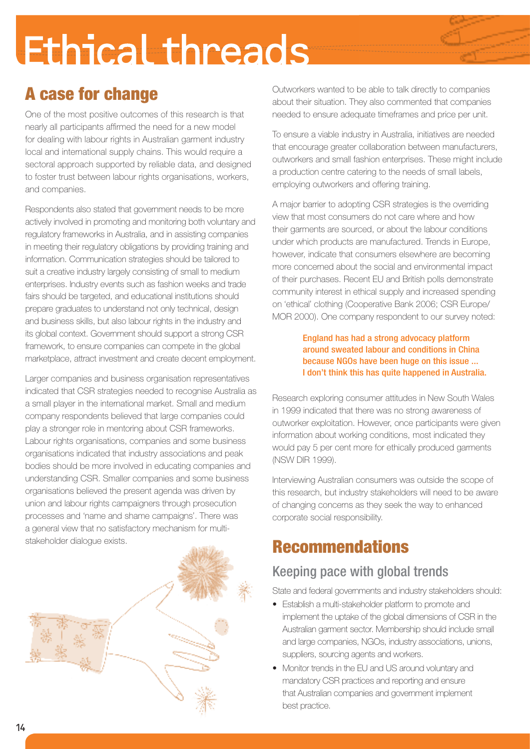# Ethical threads

## A case for change

One of the most positive outcomes of this research is that nearly all participants affirmed the need for a new model for dealing with labour rights in Australian garment industry local and international supply chains. This would require a sectoral approach supported by reliable data, and designed to foster trust between labour rights organisations, workers, and companies.

Respondents also stated that government needs to be more actively involved in promoting and monitoring both voluntary and regulatory frameworks in Australia, and in assisting companies in meeting their regulatory obligations by providing training and information. Communication strategies should be tailored to suit a creative industry largely consisting of small to medium enterprises. Industry events such as fashion weeks and trade fairs should be targeted, and educational institutions should prepare graduates to understand not only technical, design and business skills, but also labour rights in the industry and its global context. Government should support a strong CSR framework, to ensure companies can compete in the global marketplace, attract investment and create decent employment.

Larger companies and business organisation representatives indicated that CSR strategies needed to recognise Australia as a small player in the international market. Small and medium company respondents believed that large companies could play a stronger role in mentoring about CSR frameworks. Labour rights organisations, companies and some business organisations indicated that industry associations and peak bodies should be more involved in educating companies and understanding CSR. Smaller companies and some business organisations believed the present agenda was driven by union and labour rights campaigners through prosecution processes and 'name and shame campaigns'. There was a general view that no satisfactory mechanism for multi-stakeholder dialogue exists.

Outworkers wanted to be able to talk directly to companies about their situation. They also commented that companies needed to ensure adequate timeframes and price per unit.

To ensure a viable industry in Australia, initiatives are needed that encourage greater collaboration between manufacturers, outworkers and small fashion enterprises. These might include a production centre catering to the needs of small labels, employing outworkers and offering training.

A major barrier to adopting CSR strategies is the overriding view that most consumers do not care where and how their garments are sourced, or about the labour conditions under which products are manufactured. Trends in Europe, however, indicate that consumers elsewhere are becoming more concerned about the social and environmental impact of their purchases. Recent EU and British polls demonstrate community interest in ethical supply and increased spending on 'ethical' clothing (Cooperative Bank 2006; CSR Europe/MOR 2000). One company respondent to our survey noted:

> **England has had a strong advocacy platform around sweated labour and conditions in China because NGOs have been huge on this issue ... I don't think this has quite happened in Australia.**

Research exploring consumer attitudes in New South Wales in 1999 indicated that there was no strong awareness of outworker exploitation. However, once participants were given information about working conditions, most indicated they would pay 5 per cent more for ethically produced garments (NSW DIR 1999).

Interviewing Australian consumers was outside the scope of this research, but industry stakeholders will need to be aware of changing concerns as they seek the way to enhanced corporate social responsibility.

## Recommendations

### Keeping pace with global trends

State and federal governments and industry stakeholders should:

- Establish a multi-stakeholder platform to promote and implement the uptake of the global dimensions of CSR in the Australian garment sector. Membership should include small and large companies, NGOs, industry associations, unions, suppliers, sourcing agents and workers.
- Monitor trends in the EU and US around voluntary and mandatory CSR practices and reporting and ensure that Australian companies and government implement best practice.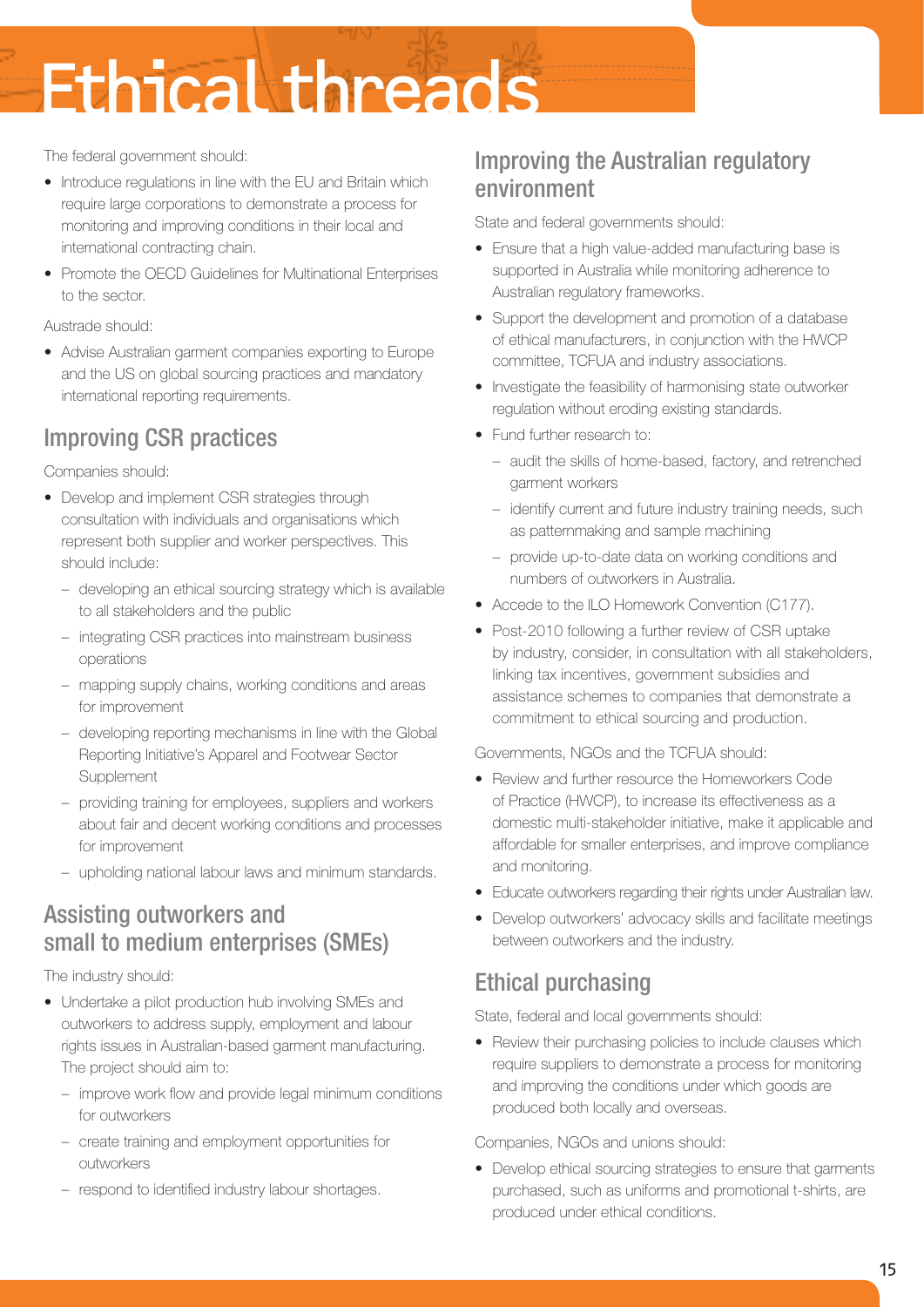# Ethical threads

The federal government should:

- Introduce regulations in line with the EU and Britain which require large corporations to demonstrate a process for monitoring and improving conditions in their local and international contracting chain.
- Promote the OECD Guidelines for Multinational Enterprises to the sector.

Austrade should:

- Advise Australian garment companies exporting to Europe and the US on global sourcing practices and mandatory international reporting requirements.

## Improving CSR practices

Companies should:

- Develop and implement CSR strategies through consultation with individuals and organisations which represent both supplier and worker perspectives. This should include:
  - developing an ethical sourcing strategy which is available to all stakeholders and the public
  - integrating CSR practices into mainstream business operations
  - mapping supply chains, working conditions and areas for improvement
  - developing reporting mechanisms in line with the Global Reporting Initiative's Apparel and Footwear Sector Supplement
  - providing training for employees, suppliers and workers about fair and decent working conditions and processes for improvement
  - upholding national labour laws and minimum standards.

## Assisting outworkers and small to medium enterprises (SMEs)

The industry should:

- Undertake a pilot production hub involving SMEs and outworkers to address supply, employment and labour rights issues in Australian-based garment manufacturing. The project should aim to:
  - improve work flow and provide legal minimum conditions for outworkers
  - create training and employment opportunities for outworkers
  - respond to identified industry labour shortages.

## Improving the Australian regulatory environment

State and federal governments should:

- Ensure that a high value-added manufacturing base is supported in Australia while monitoring adherence to Australian regulatory frameworks.
- Support the development and promotion of a database of ethical manufacturers, in conjunction with the HWCP committee, TCFUA and industry associations.
- Investigate the feasibility of harmonising state outworker regulation without eroding existing standards.
- Fund further research to:
  - audit the skills of home-based, factory, and retrenched garment workers
  - identify current and future industry training needs, such as patternmaking and sample machining
  - provide up-to-date data on working conditions and numbers of outworkers in Australia.
- Accede to the ILO Homework Convention (C177).
- Post-2010 following a further review of CSR uptake by industry, consider, in consultation with all stakeholders, linking tax incentives, government subsidies and assistance schemes to companies that demonstrate a commitment to ethical sourcing and production.

Governments, NGOs and the TCFUA should:

- Review and further resource the Homeworkers Code of Practice (HWCP), to increase its effectiveness as a domestic multi-stakeholder initiative, make it applicable and affordable for smaller enterprises, and improve compliance and monitoring.
- Educate outworkers regarding their rights under Australian law.
- Develop outworkers' advocacy skills and facilitate meetings between outworkers and the industry.

## Ethical purchasing

State, federal and local governments should:

- Review their purchasing policies to include clauses which require suppliers to demonstrate a process for monitoring and improving the conditions under which goods are produced both locally and overseas.

Companies, NGOs and unions should:

- Develop ethical sourcing strategies to ensure that garments purchased, such as uniforms and promotional t-shirts, are produced under ethical conditions.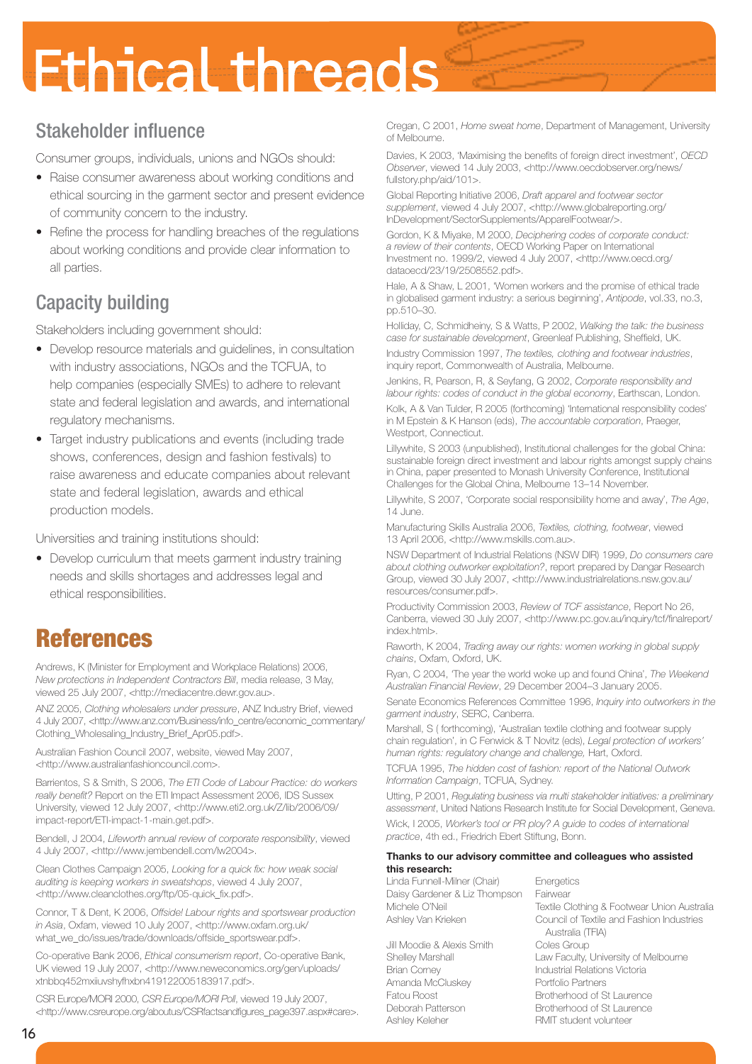# Ethical threads

## Stakeholder influence

Consumer groups, individuals, unions and NGOs should:

- Raise consumer awareness about working conditions and ethical sourcing in the garment sector and present evidence of community concern to the industry.
- Refine the process for handling breaches of the regulations about working conditions and provide clear information to all parties.

## Capacity building

Stakeholders including government should:

- Develop resource materials and guidelines, in consultation with industry associations, NGOs and the TCFUA, to help companies (especially SMEs) to adhere to relevant state and federal legislation and awards, and international regulatory mechanisms.
- Target industry publications and events (including trade shows, conferences, design and fashion festivals) to raise awareness and educate companies about relevant state and federal legislation, awards and ethical production models.

Universities and training institutions should:

- Develop curriculum that meets garment industry training needs and skills shortages and addresses legal and ethical responsibilities.

# References

Andrews, K (Minister for Employment and Workplace Relations) 2006, *New protections in Independent Contractors Bill*, media release, 3 May, viewed 25 July 2007, <http://mediacentre.dewr.gov.au>.

ANZ 2005, *Clothing wholesalers under pressure*, ANZ Industry Brief, viewed 4 July 2007, <http://www.anz.com/Business/info_centre/economic_commentary/Clothing_Wholesaling_Industry_Brief_Apr05.pdf>.

Australian Fashion Council 2007, website, viewed May 2007, <http://www.australianfashioncouncil.com>.

Barrientos, S & Smith, S 2006, *The ETI Code of Labour Practice: do workers really benefit?* Report on the ETI Impact Assessment 2006, IDS Sussex University, viewed 12 July 2007, <http://www.eti2.org.uk/Z/lib/2006/09/impact-report/ETI-impact-1-main.get.pdf>.

Bendell, J 2004, *Lifeworth annual review of corporate responsibility*, viewed 4 July 2007, <http://www.jembendell.com/lw2004>.

Clean Clothes Campaign 2005, *Looking for a quick fix: how weak social auditing is keeping workers in sweatshops*, viewed 4 July 2007, <http://www.cleanclothes.org/ftp/05-quick_fix.pdf>.

Connor, T & Dent, K 2006, *Offside! Labour rights and sportswear production in Asia*, Oxfam, viewed 10 July 2007, <http://www.oxfam.org.uk/what_we_do/issues/trade/downloads/offside_sportswear.pdf>.

Co-operative Bank 2006, *Ethical consumerism report*, Co-operative Bank, UK viewed 19 July 2007, <http://www.neweconomics.org/gen/uploads/xtnbbq452mxiiuvshyfhxbn419122005183917.pdf>.

CSR Europe/MORI 2000, *CSR Europe/MORI Poll*, viewed 19 July 2007, <http://www.csreurope.org/aboutus/CSRfactsandfigures_page397.aspx#care>.

Cregan, C 2001, *Home sweat home*, Department of Management, University of Melbourne.

Davies, K 2003, 'Maximising the benefits of foreign direct investment', *OECD Observer*, viewed 14 July 2003, <http://www.oecdobserver.org/news/fullstory.php/aid/101>.

Global Reporting Initiative 2006, *Draft apparel and footwear sector supplement*, viewed 4 July 2007, <http://www.globalreporting.org/InDevelopment/SectorSupplements/ApparelFootwear/>.

Gordon, K & Miyake, M 2000, *Deciphering codes of corporate conduct: a review of their contents*, OECD Working Paper on International Investment no. 1999/2, viewed 4 July 2007, <http://www.oecd.org/dataoecd/23/19/2508552.pdf>.

Hale, A & Shaw, L 2001, 'Women workers and the promise of ethical trade in globalised garment industry: a serious beginning', *Antipode*, vol.33, no.3, pp.510–30.

Holliday, C, Schmidheiny, S & Watts, P 2002, *Walking the talk: the business case for sustainable development*, Greenleaf Publishing, Sheffield, UK.

Industry Commission 1997, *The textiles, clothing and footwear industries*, inquiry report, Commonwealth of Australia, Melbourne.

Jenkins, R, Pearson, R, & Seyfang, G 2002, *Corporate responsibility and labour rights: codes of conduct in the global economy*, Earthscan, London.

Kolk, A & Van Tulder, R 2005 (forthcoming) 'International responsibility codes' in M Epstein & K Hanson (eds), *The accountable corporation*, Praeger, Westport, Connecticut.

Lillywhite, S 2003 (unpublished), Institutional challenges for the global China: sustainable foreign direct investment and labour rights amongst supply chains in China, paper presented to Monash University Conference, Institutional Challenges for the Global China, Melbourne 13–14 November.

Lillywhite, S 2007, 'Corporate social responsibility home and away', *The Age*, 14 June.

Manufacturing Skills Australia 2006, *Textiles, clothing, footwear*, viewed 13 April 2006, <http://www.mskills.com.au>.

NSW Department of Industrial Relations (NSW DIR) 1999, *Do consumers care about clothing outworker exploitation?*, report prepared by Dangar Research Group, viewed 30 July 2007, <http://www.industrialrelations.nsw.gov.au/resources/consumer.pdf>.

Productivity Commission 2003, *Review of TCF assistance*, Report No 26, Canberra, viewed 30 July 2007, <http://www.pc.gov.au/inquiry/tcf/finalreport/index.html>.

Raworth, K 2004, *Trading away our rights: women working in global supply chains*, Oxfam, Oxford, UK.

Ryan, C 2004, 'The year the world woke up and found China', *The Weekend Australian Financial Review*, 29 December 2004–3 January 2005.

Senate Economics References Committee 1996, *Inquiry into outworkers in the garment industry*, SERC, Canberra.

Marshall, S ( forthcoming), 'Australian textile clothing and footwear supply chain regulation', in C Fenwick & T Novitz (eds), *Legal protection of workers' human rights: regulatory change and challenge,* Hart, Oxford.

TCFUA 1995, *The hidden cost of fashion: report of the National Outwork Information Campaign*, TCFUA, Sydney.

Utting, P 2001, *Regulating business via multi stakeholder initiatives: a preliminary assessment*, United Nations Research Institute for Social Development, Geneva.

Wick, I 2005, *Worker's tool or PR ploy? A guide to codes of international practice*, 4th ed., Friedrich Ebert Stiftung, Bonn.

**Thanks to our advisory committee and colleagues who assisted this research:**

| | |
|---|---|
| Linda Funnell-Milner (Chair) | Energetics |
| Daisy Gardener & Liz Thompson | Fairwear |
| Michele O'Neil | Textile Clothing & Footwear Union Australia |
| Ashley Van Krieken | Council of Textile and Fashion Industries Australia (TFIA) |
| Jill Moodie & Alexis Smith | Coles Group |
| Shelley Marshall | Law Faculty, University of Melbourne |
| Brian Corney | Industrial Relations Victoria |
| Amanda McCluskey | Portfolio Partners |
| Fatou Roost | Brotherhood of St Laurence |
| Deborah Patterson | Brotherhood of St Laurence |
| Ashley Keleher | RMIT student volunteer |